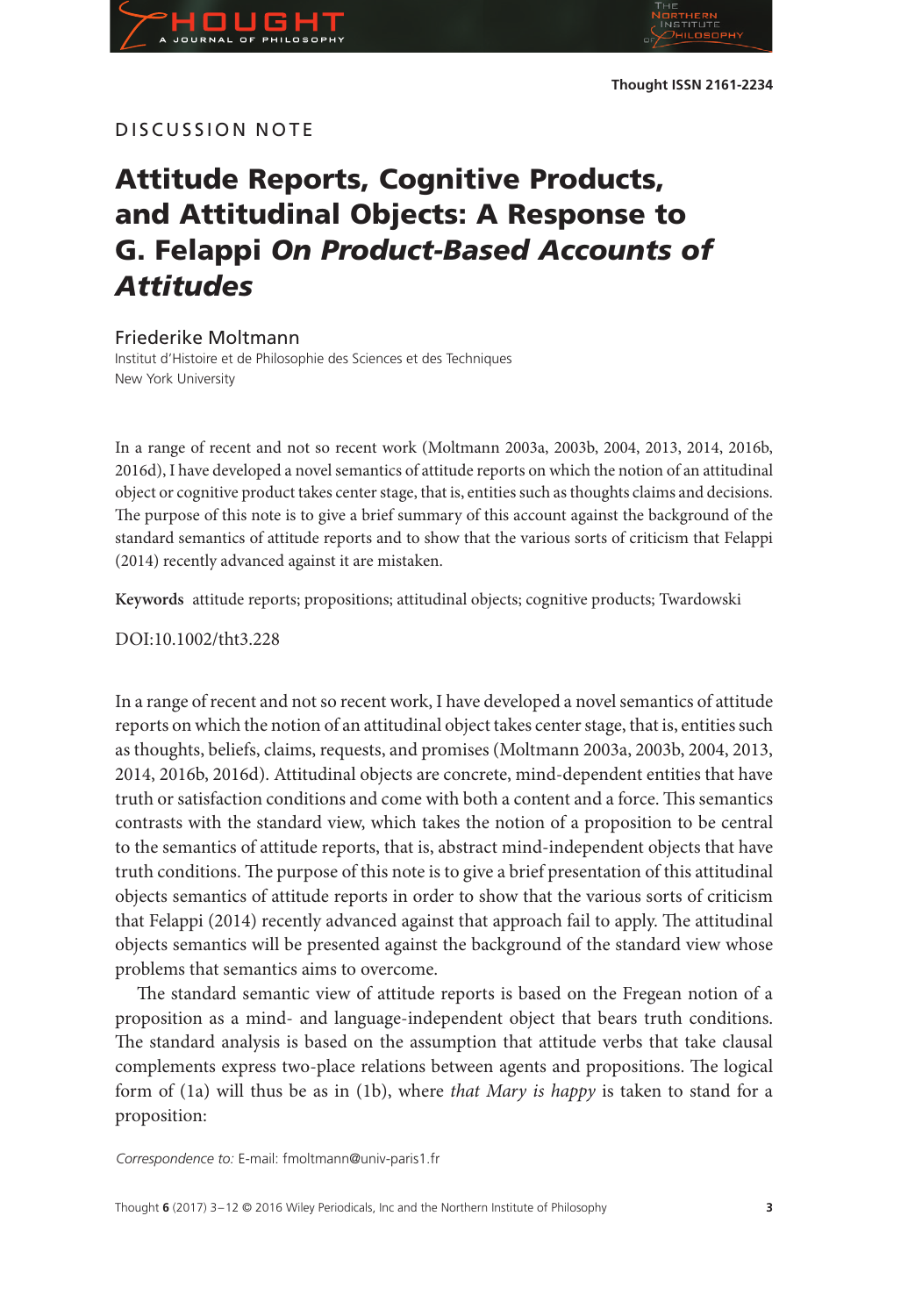DISCUSSION NOTE

# Attitude Reports, Cognitive Products, and Attitudinal Objects: A Response to G. Felappi *On Product-Based Accounts of Attitudes*

Friederike Moltmann

Institut d'Histoire et de Philosophie des Sciences et des Techniques
New York University

In a range of recent and not so recent work (Moltmann 2003a, 2003b, 2004, 2013, 2014, 2016b, 2016d), I have developed a novel semantics of attitude reports on which the notion of an attitudinal object or cognitive product takes center stage, that is, entities such as thoughts claims and decisions. The purpose of this note is to give a brief summary of this account against the background of the standard semantics of attitude reports and to show that the various sorts of criticism that Felappi (2014) recently advanced against it are mistaken.

**Keywords** attitude reports; propositions; attitudinal objects; cognitive products; Twardowski

DOI:10.1002/tht3.228

In a range of recent and not so recent work, I have developed a novel semantics of attitude reports on which the notion of an attitudinal object takes center stage, that is, entities such as thoughts, beliefs, claims, requests, and promises (Moltmann 2003a, 2003b, 2004, 2013, 2014, 2016b, 2016d). Attitudinal objects are concrete, mind-dependent entities that have truth or satisfaction conditions and come with both a content and a force. This semantics contrasts with the standard view, which takes the notion of a proposition to be central to the semantics of attitude reports, that is, abstract mind-independent objects that have truth conditions. The purpose of this note is to give a brief presentation of this attitudinal objects semantics of attitude reports in order to show that the various sorts of criticism that Felappi (2014) recently advanced against that approach fail to apply. The attitudinal objects semantics will be presented against the background of the standard view whose problems that semantics aims to overcome.

The standard semantic view of attitude reports is based on the Fregean notion of a proposition as a mind- and language-independent object that bears truth conditions. The standard analysis is based on the assumption that attitude verbs that take clausal complements express two-place relations between agents and propositions. The logical form of (1a) will thus be as in (1b), where *that Mary is happy* is taken to stand for a proposition:

*Correspondence to:* E-mail: fmoltmann@univ-paris1.fr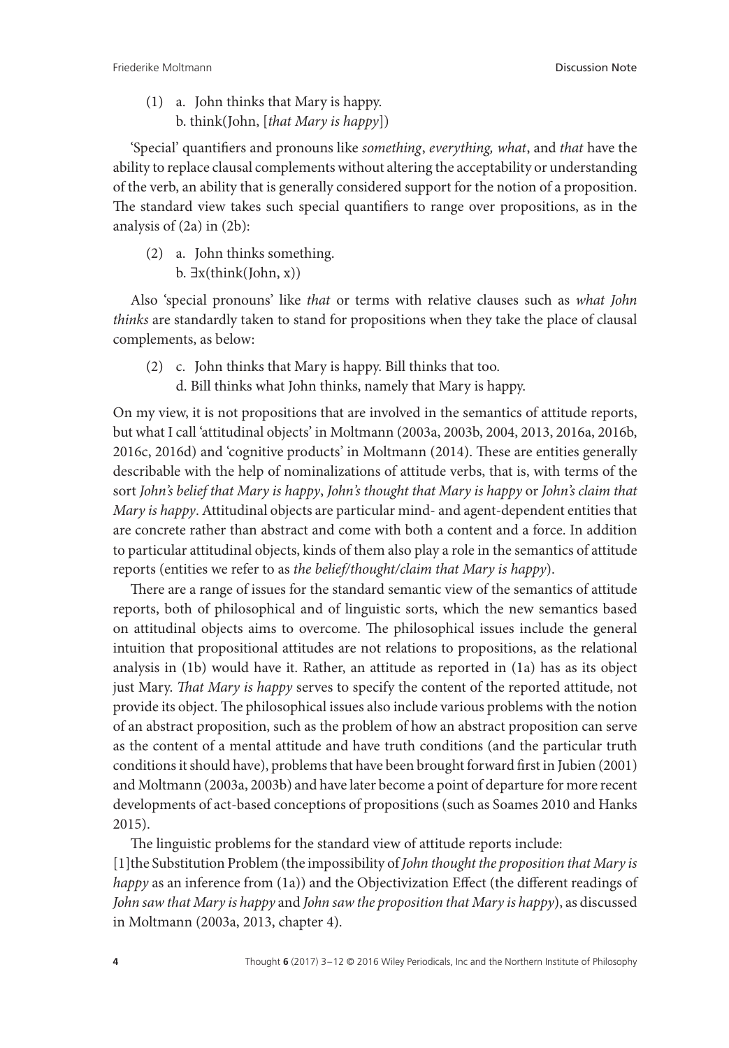(1) a. John thinks that Mary is happy.
    b. think(John, [*that Mary is happy*])

'Special' quantifiers and pronouns like *something*, *everything, what*, and *that* have the ability to replace clausal complements without altering the acceptability or understanding of the verb, an ability that is generally considered support for the notion of a proposition. The standard view takes such special quantifiers to range over propositions, as in the analysis of (2a) in (2b):

(2) a. John thinks something.
    b. $\exists x(\text{think}(\text{John}, x))$

Also 'special pronouns' like *that* or terms with relative clauses such as *what John thinks* are standardly taken to stand for propositions when they take the place of clausal complements, as below:

(2) c. John thinks that Mary is happy. Bill thinks that too.
    d. Bill thinks what John thinks, namely that Mary is happy.

On my view, it is not propositions that are involved in the semantics of attitude reports, but what I call 'attitudinal objects' in Moltmann (2003a, 2003b, 2004, 2013, 2016a, 2016b, 2016c, 2016d) and 'cognitive products' in Moltmann (2014). These are entities generally describable with the help of nominalizations of attitude verbs, that is, with terms of the sort *John's belief that Mary is happy*, *John's thought that Mary is happy* or *John's claim that Mary is happy*. Attitudinal objects are particular mind- and agent-dependent entities that are concrete rather than abstract and come with both a content and a force. In addition to particular attitudinal objects, kinds of them also play a role in the semantics of attitude reports (entities we refer to as *the belief/thought/claim that Mary is happy*).

There are a range of issues for the standard semantic view of the semantics of attitude reports, both of philosophical and of linguistic sorts, which the new semantics based on attitudinal objects aims to overcome. The philosophical issues include the general intuition that propositional attitudes are not relations to propositions, as the relational analysis in (1b) would have it. Rather, an attitude as reported in (1a) has as its object just Mary. *That Mary is happy* serves to specify the content of the reported attitude, not provide its object. The philosophical issues also include various problems with the notion of an abstract proposition, such as the problem of how an abstract proposition can serve as the content of a mental attitude and have truth conditions (and the particular truth conditions it should have), problems that have been brought forward first in Jubien (2001) and Moltmann (2003a, 2003b) and have later become a point of departure for more recent developments of act-based conceptions of propositions (such as Soames 2010 and Hanks 2015).

The linguistic problems for the standard view of attitude reports include:
[1]the Substitution Problem (the impossibility of *John thought the proposition that Mary is happy* as an inference from (1a)) and the Objectivization Effect (the different readings of *John saw that Mary is happy* and *John saw the proposition that Mary is happy*), as discussed in Moltmann (2003a, 2013, chapter 4).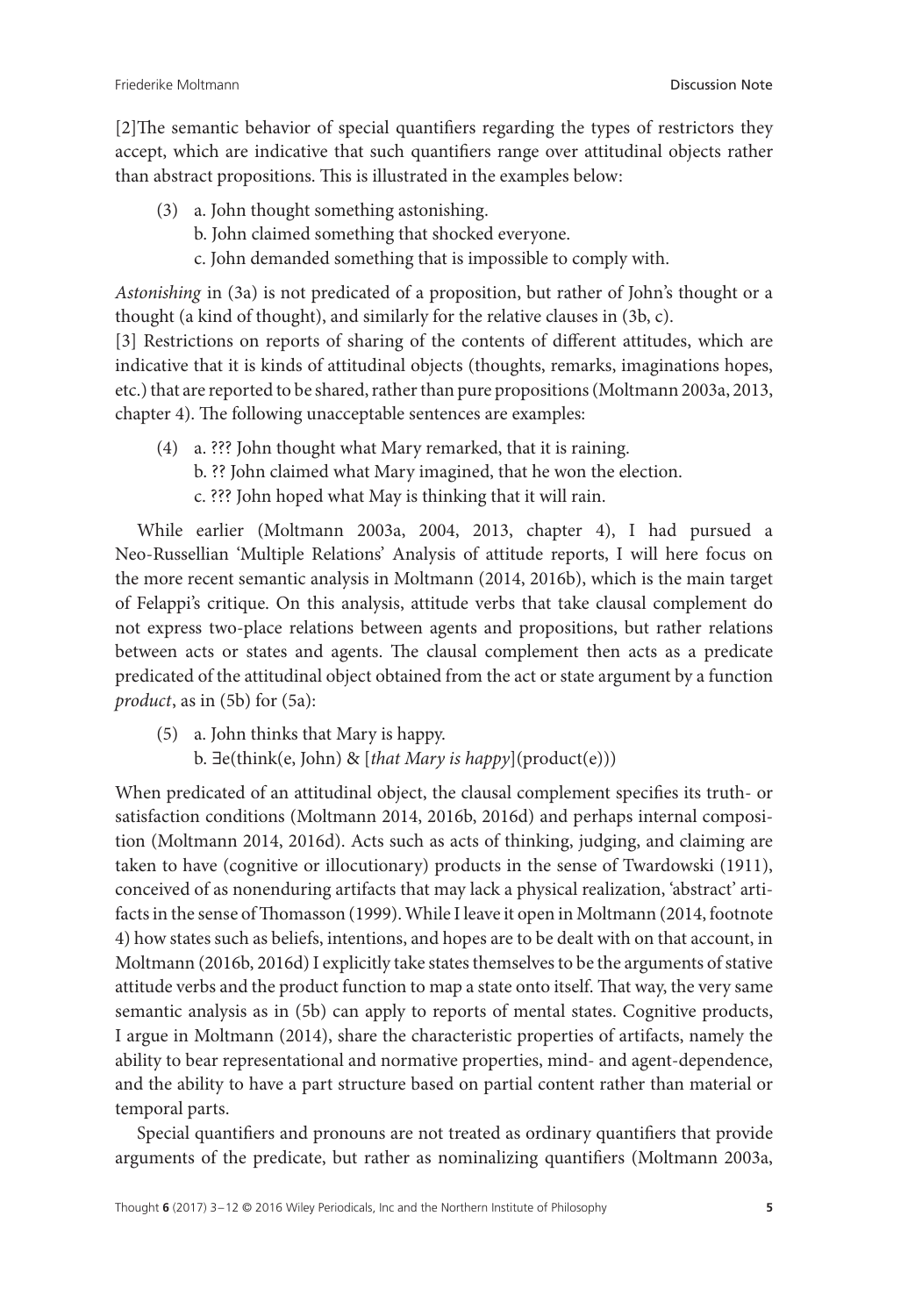[2]The semantic behavior of special quantifiers regarding the types of restrictors they accept, which are indicative that such quantifiers range over attitudinal objects rather than abstract propositions. This is illustrated in the examples below:

(3) a. John thought something astonishing.
   b. John claimed something that shocked everyone.
   c. John demanded something that is impossible to comply with.

*Astonishing* in (3a) is not predicated of a proposition, but rather of John's thought or a thought (a kind of thought), and similarly for the relative clauses in (3b, c).

[3] Restrictions on reports of sharing of the contents of different attitudes, which are indicative that it is kinds of attitudinal objects (thoughts, remarks, imaginations hopes, etc.) that are reported to be shared, rather than pure propositions (Moltmann 2003a, 2013, chapter 4). The following unacceptable sentences are examples:

(4) a. ??? John thought what Mary remarked, that it is raining.
   b. ?? John claimed what Mary imagined, that he won the election.
   c. ??? John hoped what May is thinking that it will rain.

While earlier (Moltmann 2003a, 2004, 2013, chapter 4), I had pursued a Neo-Russellian 'Multiple Relations' Analysis of attitude reports, I will here focus on the more recent semantic analysis in Moltmann (2014, 2016b), which is the main target of Felappi's critique. On this analysis, attitude verbs that take clausal complement do not express two-place relations between agents and propositions, but rather relations between acts or states and agents. The clausal complement then acts as a predicate predicated of the attitudinal object obtained from the act or state argument by a function *product*, as in (5b) for (5a):

(5) a. John thinks that Mary is happy.
   b. $\exists$e(think(e, John) & [*that Mary is happy*](product(e)))

When predicated of an attitudinal object, the clausal complement specifies its truth- or satisfaction conditions (Moltmann 2014, 2016b, 2016d) and perhaps internal composition (Moltmann 2014, 2016d). Acts such as acts of thinking, judging, and claiming are taken to have (cognitive or illocutionary) products in the sense of Twardowski (1911), conceived of as nonenduring artifacts that may lack a physical realization, 'abstract' artifacts in the sense of Thomasson (1999). While I leave it open in Moltmann (2014, footnote 4) how states such as beliefs, intentions, and hopes are to be dealt with on that account, in Moltmann (2016b, 2016d) I explicitly take states themselves to be the arguments of stative attitude verbs and the product function to map a state onto itself. That way, the very same semantic analysis as in (5b) can apply to reports of mental states. Cognitive products, I argue in Moltmann (2014), share the characteristic properties of artifacts, namely the ability to bear representational and normative properties, mind- and agent-dependence, and the ability to have a part structure based on partial content rather than material or temporal parts.

Special quantifiers and pronouns are not treated as ordinary quantifiers that provide arguments of the predicate, but rather as nominalizing quantifiers (Moltmann 2003a,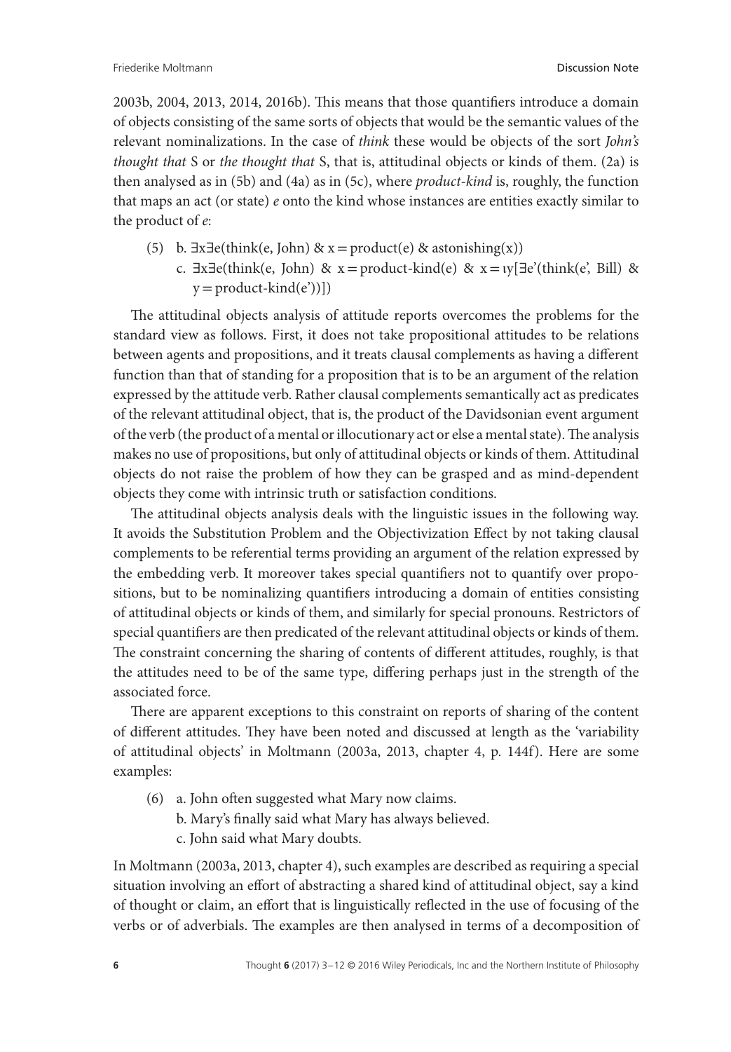2003b, 2004, 2013, 2014, 2016b). This means that those quantifiers introduce a domain of objects consisting of the same sorts of objects that would be the semantic values of the relevant nominalizations. In the case of *think* these would be objects of the sort *John's thought that* S or *the thought that* S, that is, attitudinal objects or kinds of them. (2a) is then analysed as in (5b) and (4a) as in (5c), where *product-kind* is, roughly, the function that maps an act (or state) *e* onto the kind whose instances are entities exactly similar to the product of *e*:

(5) b. ∃x∃e(think(e, John) & x = product(e) & astonishing(x))

c. ∃x∃e(think(e, John) & x = product-kind(e) & x = ιy[∃e'(think(e', Bill) & y = product-kind(e'))])

The attitudinal objects analysis of attitude reports overcomes the problems for the standard view as follows. First, it does not take propositional attitudes to be relations between agents and propositions, and it treats clausal complements as having a different function than that of standing for a proposition that is to be an argument of the relation expressed by the attitude verb. Rather clausal complements semantically act as predicates of the relevant attitudinal object, that is, the product of the Davidsonian event argument of the verb (the product of a mental or illocutionary act or else a mental state). The analysis makes no use of propositions, but only of attitudinal objects or kinds of them. Attitudinal objects do not raise the problem of how they can be grasped and as mind-dependent objects they come with intrinsic truth or satisfaction conditions.

The attitudinal objects analysis deals with the linguistic issues in the following way. It avoids the Substitution Problem and the Objectivization Effect by not taking clausal complements to be referential terms providing an argument of the relation expressed by the embedding verb. It moreover takes special quantifiers not to quantify over propositions, but to be nominalizing quantifiers introducing a domain of entities consisting of attitudinal objects or kinds of them, and similarly for special pronouns. Restrictors of special quantifiers are then predicated of the relevant attitudinal objects or kinds of them. The constraint concerning the sharing of contents of different attitudes, roughly, is that the attitudes need to be of the same type, differing perhaps just in the strength of the associated force.

There are apparent exceptions to this constraint on reports of sharing of the content of different attitudes. They have been noted and discussed at length as the 'variability of attitudinal objects' in Moltmann (2003a, 2013, chapter 4, p. 144f). Here are some examples:

(6) a. John often suggested what Mary now claims.

b. Mary's finally said what Mary has always believed.

c. John said what Mary doubts.

In Moltmann (2003a, 2013, chapter 4), such examples are described as requiring a special situation involving an effort of abstracting a shared kind of attitudinal object, say a kind of thought or claim, an effort that is linguistically reflected in the use of focusing of the verbs or of adverbials. The examples are then analysed in terms of a decomposition of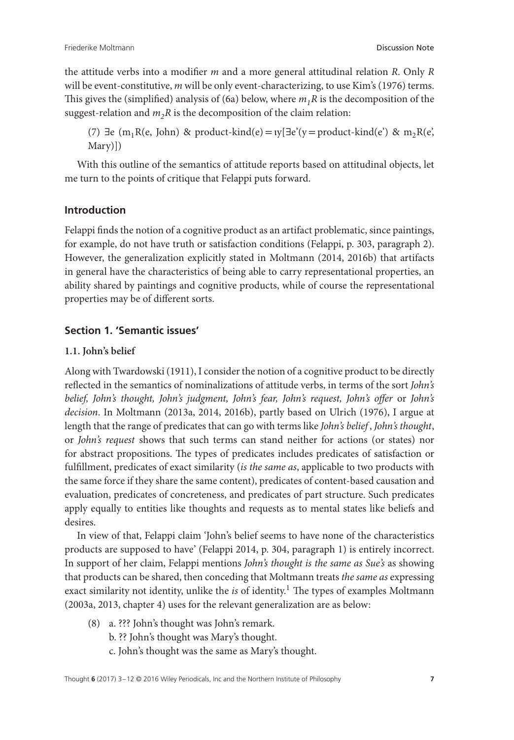the attitude verbs into a modifier *m* and a more general attitudinal relation *R*. Only *R* will be event-constitutive, *m* will be only event-characterizing, to use Kim's (1976) terms. This gives the (simplified) analysis of (6a) below, where $m_1R$ is the decomposition of the suggest-relation and $m_2R$ is the decomposition of the claim relation:

(7) $\exists e\ (m_1R(e, \text{John})\ \&\ \text{product-kind}(e) = \iota y[\exists e'(y = \text{product-kind}(e')\ \&\ m_2R(e', \text{Mary})])$

With this outline of the semantics of attitude reports based on attitudinal objects, let me turn to the points of critique that Felappi puts forward.

## Introduction

Felappi finds the notion of a cognitive product as an artifact problematic, since paintings, for example, do not have truth or satisfaction conditions (Felappi, p. 303, paragraph 2). However, the generalization explicitly stated in Moltmann (2014, 2016b) that artifacts in general have the characteristics of being able to carry representational properties, an ability shared by paintings and cognitive products, while of course the representational properties may be of different sorts.

## Section 1. 'Semantic issues'

### 1.1. John's belief

Along with Twardowski (1911), I consider the notion of a cognitive product to be directly reflected in the semantics of nominalizations of attitude verbs, in terms of the sort *John's belief, John's thought, John's judgment, John's fear, John's request, John's offer* or *John's decision*. In Moltmann (2013a, 2014, 2016b), partly based on Ulrich (1976), I argue at length that the range of predicates that can go with terms like *John's belief*, *John's thought*, or *John's request* shows that such terms can stand neither for actions (or states) nor for abstract propositions. The types of predicates includes predicates of satisfaction or fulfillment, predicates of exact similarity (*is the same as*, applicable to two products with the same force if they share the same content), predicates of content-based causation and evaluation, predicates of concreteness, and predicates of part structure. Such predicates apply equally to entities like thoughts and requests as to mental states like beliefs and desires.

In view of that, Felappi claim 'John's belief seems to have none of the characteristics products are supposed to have' (Felappi 2014, p. 304, paragraph 1) is entirely incorrect. In support of her claim, Felappi mentions *John's thought is the same as Sue's* as showing that products can be shared, then conceding that Moltmann treats *the same as* expressing exact similarity not identity, unlike the *is* of identity.[1] The types of examples Moltmann (2003a, 2013, chapter 4) uses for the relevant generalization are as below:

(8) a. ??? John's thought was John's remark.
b. ?? John's thought was Mary's thought.
c. John's thought was the same as Mary's thought.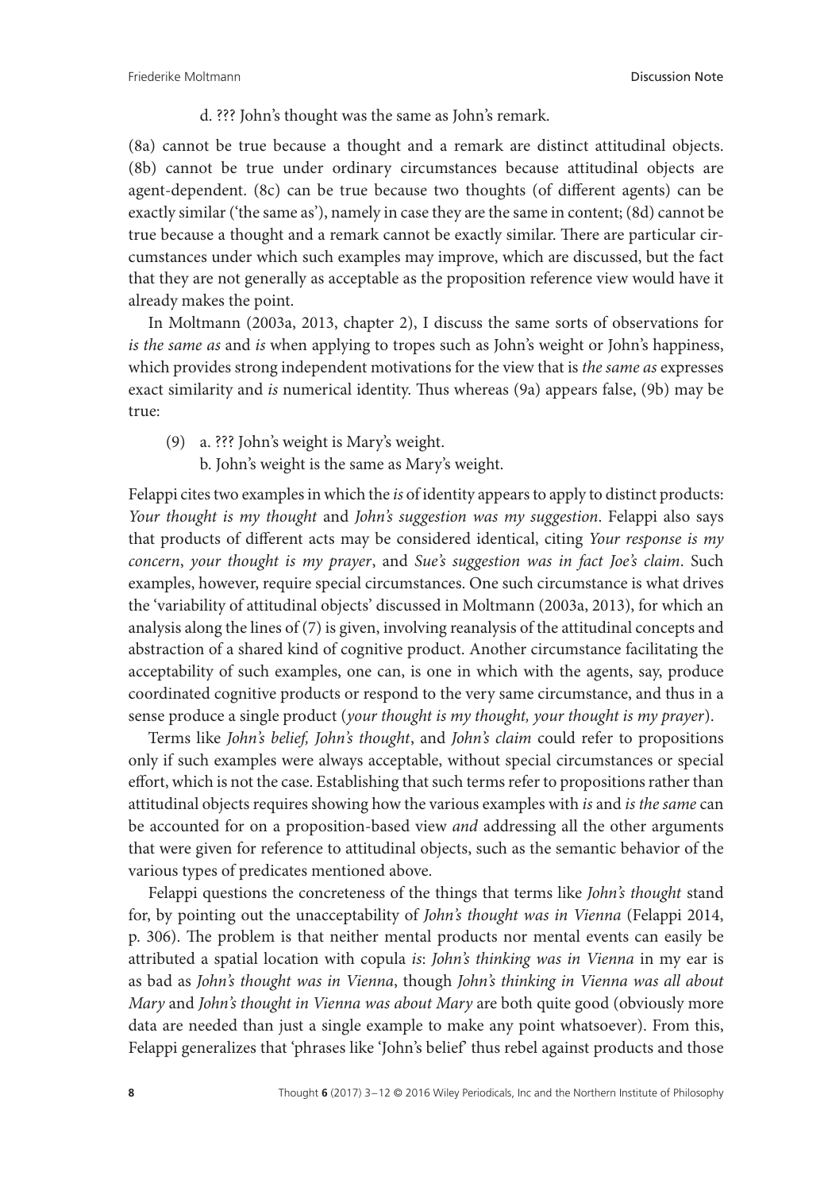d. ??? John's thought was the same as John's remark.

(8a) cannot be true because a thought and a remark are distinct attitudinal objects. (8b) cannot be true under ordinary circumstances because attitudinal objects are agent-dependent. (8c) can be true because two thoughts (of different agents) can be exactly similar ('the same as'), namely in case they are the same in content; (8d) cannot be true because a thought and a remark cannot be exactly similar. There are particular circumstances under which such examples may improve, which are discussed, but the fact that they are not generally as acceptable as the proposition reference view would have it already makes the point.

In Moltmann (2003a, 2013, chapter 2), I discuss the same sorts of observations for *is the same as* and *is* when applying to tropes such as John's weight or John's happiness, which provides strong independent motivations for the view that is *the same as* expresses exact similarity and *is* numerical identity. Thus whereas (9a) appears false, (9b) may be true:

(9) a. ??? John's weight is Mary's weight.
    b. John's weight is the same as Mary's weight.

Felappi cites two examples in which the *is* of identity appears to apply to distinct products: *Your thought is my thought* and *John's suggestion was my suggestion*. Felappi also says that products of different acts may be considered identical, citing *Your response is my concern*, *your thought is my prayer*, and *Sue's suggestion was in fact Joe's claim*. Such examples, however, require special circumstances. One such circumstance is what drives the 'variability of attitudinal objects' discussed in Moltmann (2003a, 2013), for which an analysis along the lines of (7) is given, involving reanalysis of the attitudinal concepts and abstraction of a shared kind of cognitive product. Another circumstance facilitating the acceptability of such examples, one can, is one in which with the agents, say, produce coordinated cognitive products or respond to the very same circumstance, and thus in a sense produce a single product (*your thought is my thought, your thought is my prayer*).

Terms like *John's belief, John's thought*, and *John's claim* could refer to propositions only if such examples were always acceptable, without special circumstances or special effort, which is not the case. Establishing that such terms refer to propositions rather than attitudinal objects requires showing how the various examples with *is* and *is the same* can be accounted for on a proposition-based view *and* addressing all the other arguments that were given for reference to attitudinal objects, such as the semantic behavior of the various types of predicates mentioned above.

Felappi questions the concreteness of the things that terms like *John's thought* stand for, by pointing out the unacceptability of *John's thought was in Vienna* (Felappi 2014, p. 306). The problem is that neither mental products nor mental events can easily be attributed a spatial location with copula *is*: *John's thinking was in Vienna* in my ear is as bad as *John's thought was in Vienna*, though *John's thinking in Vienna was all about Mary* and *John's thought in Vienna was about Mary* are both quite good (obviously more data are needed than just a single example to make any point whatsoever). From this, Felappi generalizes that 'phrases like 'John's belief' thus rebel against products and those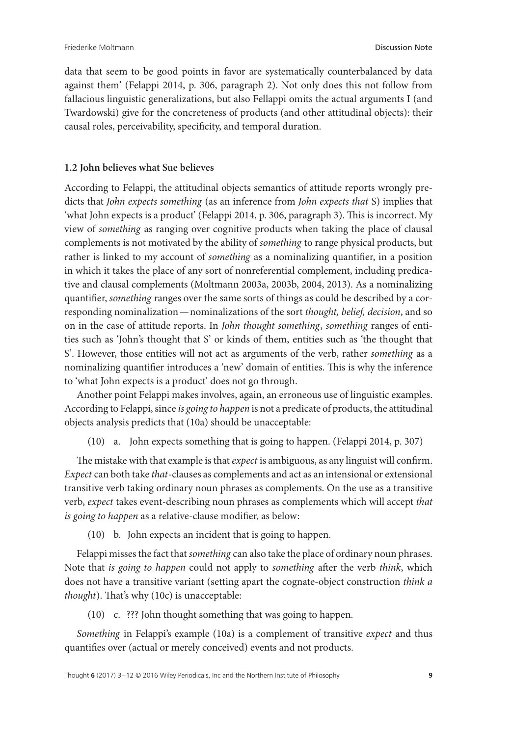data that seem to be good points in favor are systematically counterbalanced by data against them' (Felappi 2014, p. 306, paragraph 2). Not only does this not follow from fallacious linguistic generalizations, but also Fellappi omits the actual arguments I (and Twardowski) give for the concreteness of products (and other attitudinal objects): their causal roles, perceivability, specificity, and temporal duration.

### 1.2 John believes what Sue believes

According to Felappi, the attitudinal objects semantics of attitude reports wrongly predicts that *John expects something* (as an inference from *John expects that* S) implies that 'what John expects is a product' (Felappi 2014, p. 306, paragraph 3). This is incorrect. My view of *something* as ranging over cognitive products when taking the place of clausal complements is not motivated by the ability of *something* to range physical products, but rather is linked to my account of *something* as a nominalizing quantifier, in a position in which it takes the place of any sort of nonreferential complement, including predicative and clausal complements (Moltmann 2003a, 2003b, 2004, 2013). As a nominalizing quantifier, *something* ranges over the same sorts of things as could be described by a corresponding nominalization—nominalizations of the sort *thought, belief, decision*, and so on in the case of attitude reports. In *John thought something*, *something* ranges of entities such as 'John's thought that S' or kinds of them, entities such as 'the thought that S'. However, those entities will not act as arguments of the verb, rather *something* as a nominalizing quantifier introduces a 'new' domain of entities. This is why the inference to 'what John expects is a product' does not go through.

Another point Felappi makes involves, again, an erroneous use of linguistic examples. According to Felappi, since *is going to happen* is not a predicate of products, the attitudinal objects analysis predicts that (10a) should be unacceptable:

(10) a. John expects something that is going to happen. (Felappi 2014, p. 307)

The mistake with that example is that *expect* is ambiguous, as any linguist will confirm. *Expect* can both take *that*-clauses as complements and act as an intensional or extensional transitive verb taking ordinary noun phrases as complements. On the use as a transitive verb, *expect* takes event-describing noun phrases as complements which will accept *that is going to happen* as a relative-clause modifier, as below:

(10) b. John expects an incident that is going to happen.

Felappi misses the fact that *something* can also take the place of ordinary noun phrases. Note that *is going to happen* could not apply to *something* after the verb *think*, which does not have a transitive variant (setting apart the cognate-object construction *think a thought*). That's why (10c) is unacceptable:

(10) c. ??? John thought something that was going to happen.

*Something* in Felappi's example (10a) is a complement of transitive *expect* and thus quantifies over (actual or merely conceived) events and not products.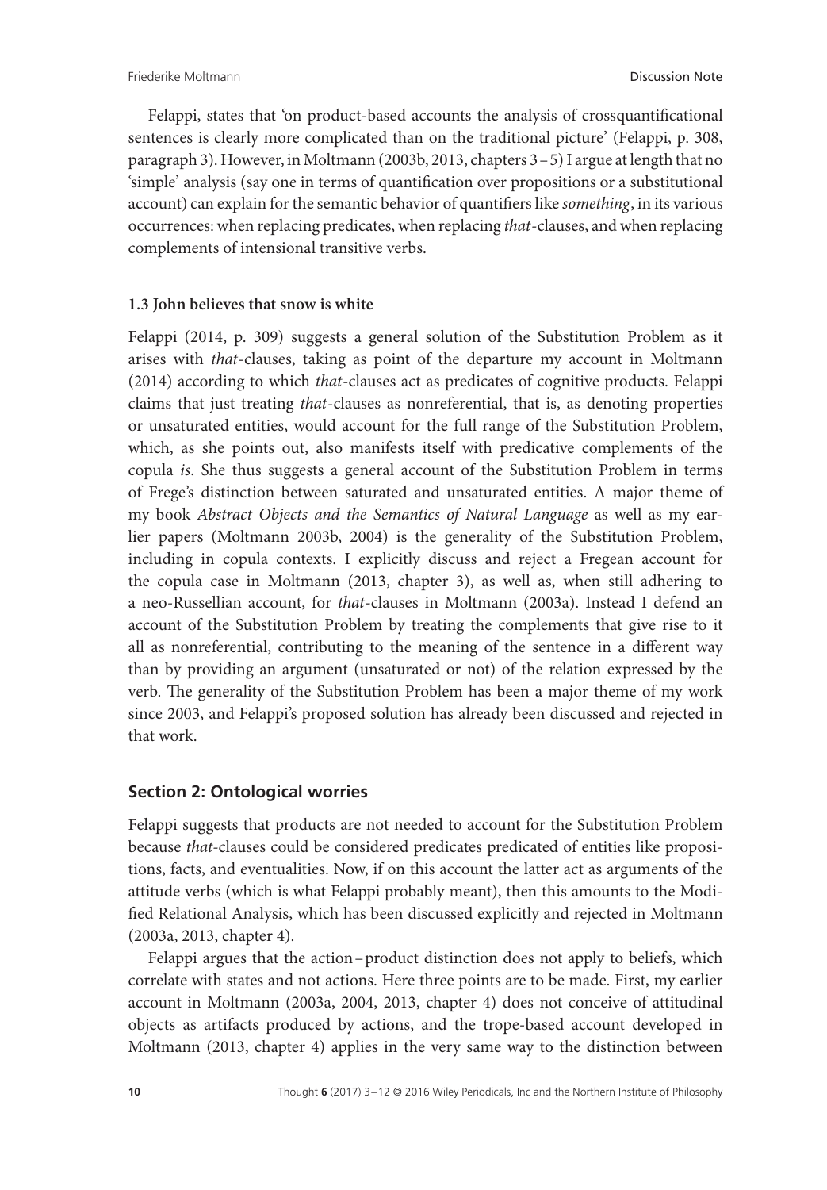Felappi, states that 'on product-based accounts the analysis of crossquantificational sentences is clearly more complicated than on the traditional picture' (Felappi, p. 308, paragraph 3). However, in Moltmann (2003b, 2013, chapters 3 – 5) I argue at length that no 'simple' analysis (say one in terms of quantification over propositions or a substitutional account) can explain for the semantic behavior of quantifiers like *something*, in its various occurrences: when replacing predicates, when replacing *that*-clauses, and when replacing complements of intensional transitive verbs.

### 1.3 John believes that snow is white

Felappi (2014, p. 309) suggests a general solution of the Substitution Problem as it arises with *that*-clauses, taking as point of the departure my account in Moltmann (2014) according to which *that*-clauses act as predicates of cognitive products. Felappi claims that just treating *that*-clauses as nonreferential, that is, as denoting properties or unsaturated entities, would account for the full range of the Substitution Problem, which, as she points out, also manifests itself with predicative complements of the copula *is*. She thus suggests a general account of the Substitution Problem in terms of Frege's distinction between saturated and unsaturated entities. A major theme of my book *Abstract Objects and the Semantics of Natural Language* as well as my earlier papers (Moltmann 2003b, 2004) is the generality of the Substitution Problem, including in copula contexts. I explicitly discuss and reject a Fregean account for the copula case in Moltmann (2013, chapter 3), as well as, when still adhering to a neo-Russellian account, for *that*-clauses in Moltmann (2003a). Instead I defend an account of the Substitution Problem by treating the complements that give rise to it all as nonreferential, contributing to the meaning of the sentence in a different way than by providing an argument (unsaturated or not) of the relation expressed by the verb. The generality of the Substitution Problem has been a major theme of my work since 2003, and Felappi's proposed solution has already been discussed and rejected in that work.

## Section 2: Ontological worries

Felappi suggests that products are not needed to account for the Substitution Problem because *that*-clauses could be considered predicates predicated of entities like propositions, facts, and eventualities. Now, if on this account the latter act as arguments of the attitude verbs (which is what Felappi probably meant), then this amounts to the Modified Relational Analysis, which has been discussed explicitly and rejected in Moltmann (2003a, 2013, chapter 4).

Felappi argues that the action – product distinction does not apply to beliefs, which correlate with states and not actions. Here three points are to be made. First, my earlier account in Moltmann (2003a, 2004, 2013, chapter 4) does not conceive of attitudinal objects as artifacts produced by actions, and the trope-based account developed in Moltmann (2013, chapter 4) applies in the very same way to the distinction between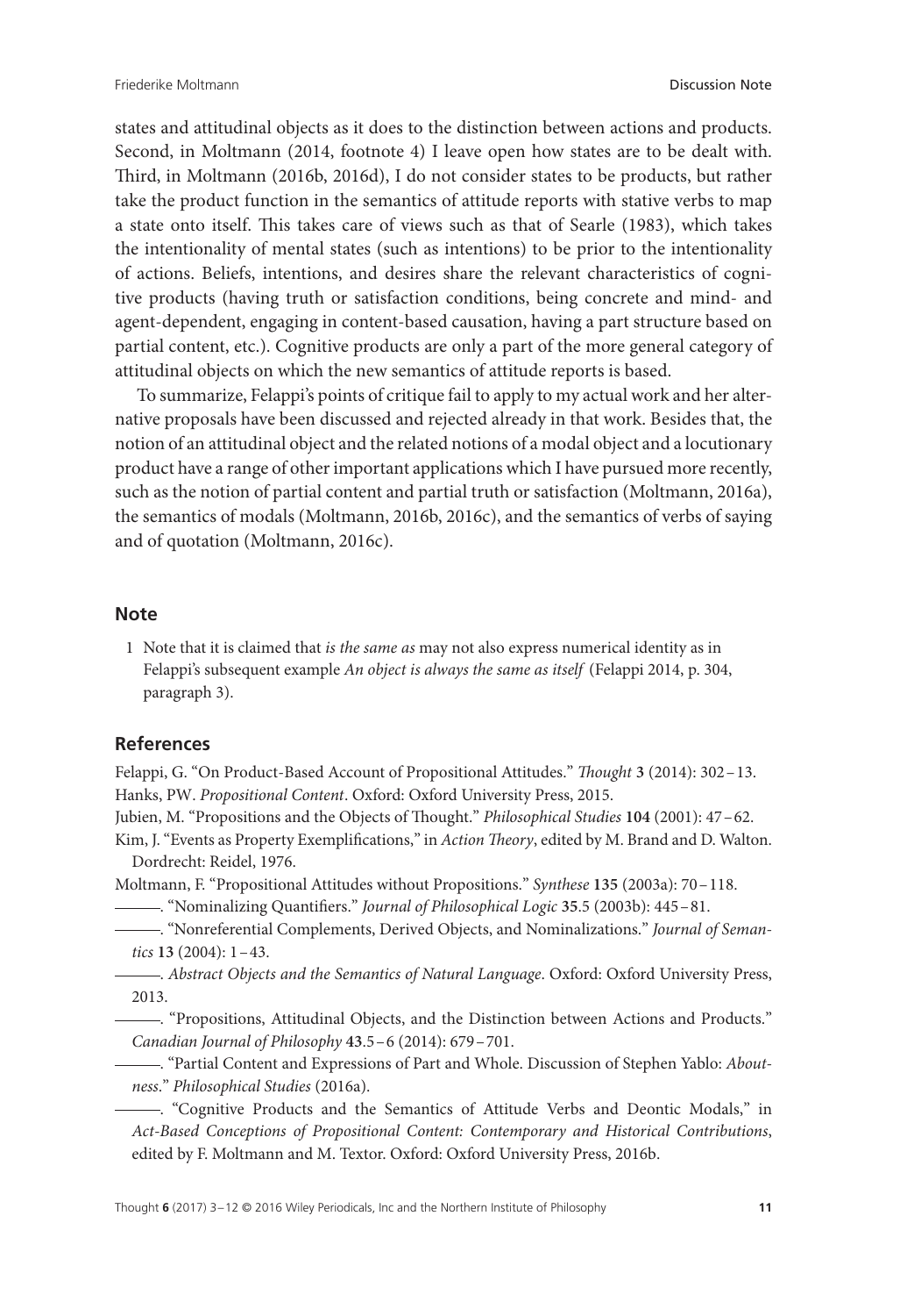states and attitudinal objects as it does to the distinction between actions and products. Second, in Moltmann (2014, footnote 4) I leave open how states are to be dealt with. Third, in Moltmann (2016b, 2016d), I do not consider states to be products, but rather take the product function in the semantics of attitude reports with stative verbs to map a state onto itself. This takes care of views such as that of Searle (1983), which takes the intentionality of mental states (such as intentions) to be prior to the intentionality of actions. Beliefs, intentions, and desires share the relevant characteristics of cognitive products (having truth or satisfaction conditions, being concrete and mind- and agent-dependent, engaging in content-based causation, having a part structure based on partial content, etc.). Cognitive products are only a part of the more general category of attitudinal objects on which the new semantics of attitude reports is based.

To summarize, Felappi's points of critique fail to apply to my actual work and her alternative proposals have been discussed and rejected already in that work. Besides that, the notion of an attitudinal object and the related notions of a modal object and a locutionary product have a range of other important applications which I have pursued more recently, such as the notion of partial content and partial truth or satisfaction (Moltmann, 2016a), the semantics of modals (Moltmann, 2016b, 2016c), and the semantics of verbs of saying and of quotation (Moltmann, 2016c).

## Note

1 Note that it is claimed that *is the same as* may not also express numerical identity as in Felappi's subsequent example *An object is always the same as itself* (Felappi 2014, p. 304, paragraph 3).

## References

Felappi, G. "On Product-Based Account of Propositional Attitudes." *Thought* **3** (2014): 302 – 13.

Hanks, PW. *Propositional Content*. Oxford: Oxford University Press, 2015.

Jubien, M. "Propositions and the Objects of Thought." *Philosophical Studies* **104** (2001): 47 – 62.

Kim, J. "Events as Property Exemplifications," in *Action Theory*, edited by M. Brand and D. Walton. Dordrecht: Reidel, 1976.

Moltmann, F. "Propositional Attitudes without Propositions." *Synthese* **135** (2003a): 70 – 118.

———. "Nominalizing Quantifiers." *Journal of Philosophical Logic* **35**.5 (2003b): 445 – 81.

———. "Nonreferential Complements, Derived Objects, and Nominalizations." *Journal of Semantics* **13** (2004): 1 – 43.

———. *Abstract Objects and the Semantics of Natural Language*. Oxford: Oxford University Press, 2013.

———. "Propositions, Attitudinal Objects, and the Distinction between Actions and Products." *Canadian Journal of Philosophy* **43**.5 – 6 (2014): 679 – 701.

———. "Partial Content and Expressions of Part and Whole. Discussion of Stephen Yablo: *Aboutness*." *Philosophical Studies* (2016a).

———. "Cognitive Products and the Semantics of Attitude Verbs and Deontic Modals," in *Act-Based Conceptions of Propositional Content: Contemporary and Historical Contributions*, edited by F. Moltmann and M. Textor. Oxford: Oxford University Press, 2016b.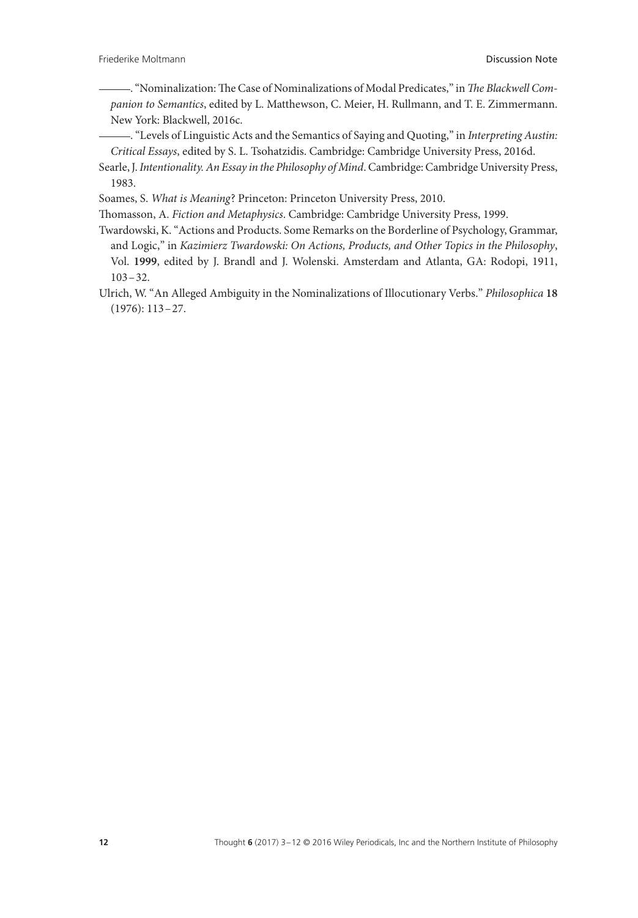———. "Nominalization: The Case of Nominalizations of Modal Predicates," in *The Blackwell Companion to Semantics*, edited by L. Matthewson, C. Meier, H. Rullmann, and T. E. Zimmermann. New York: Blackwell, 2016c.

———. "Levels of Linguistic Acts and the Semantics of Saying and Quoting," in *Interpreting Austin: Critical Essays*, edited by S. L. Tsohatzidis. Cambridge: Cambridge University Press, 2016d.

Searle, J. *Intentionality. An Essay in the Philosophy of Mind*. Cambridge: Cambridge University Press, 1983.

Soames, S. *What is Meaning*? Princeton: Princeton University Press, 2010.

Thomasson, A. *Fiction and Metaphysics*. Cambridge: Cambridge University Press, 1999.

Twardowski, K. "Actions and Products. Some Remarks on the Borderline of Psychology, Grammar, and Logic," in *Kazimierz Twardowski: On Actions, Products, and Other Topics in the Philosophy*, Vol. **1999**, edited by J. Brandl and J. Wolenski. Amsterdam and Atlanta, GA: Rodopi, 1911, 103–32.

Ulrich, W. "An Alleged Ambiguity in the Nominalizations of Illocutionary Verbs." *Philosophica* **18** (1976): 113–27.